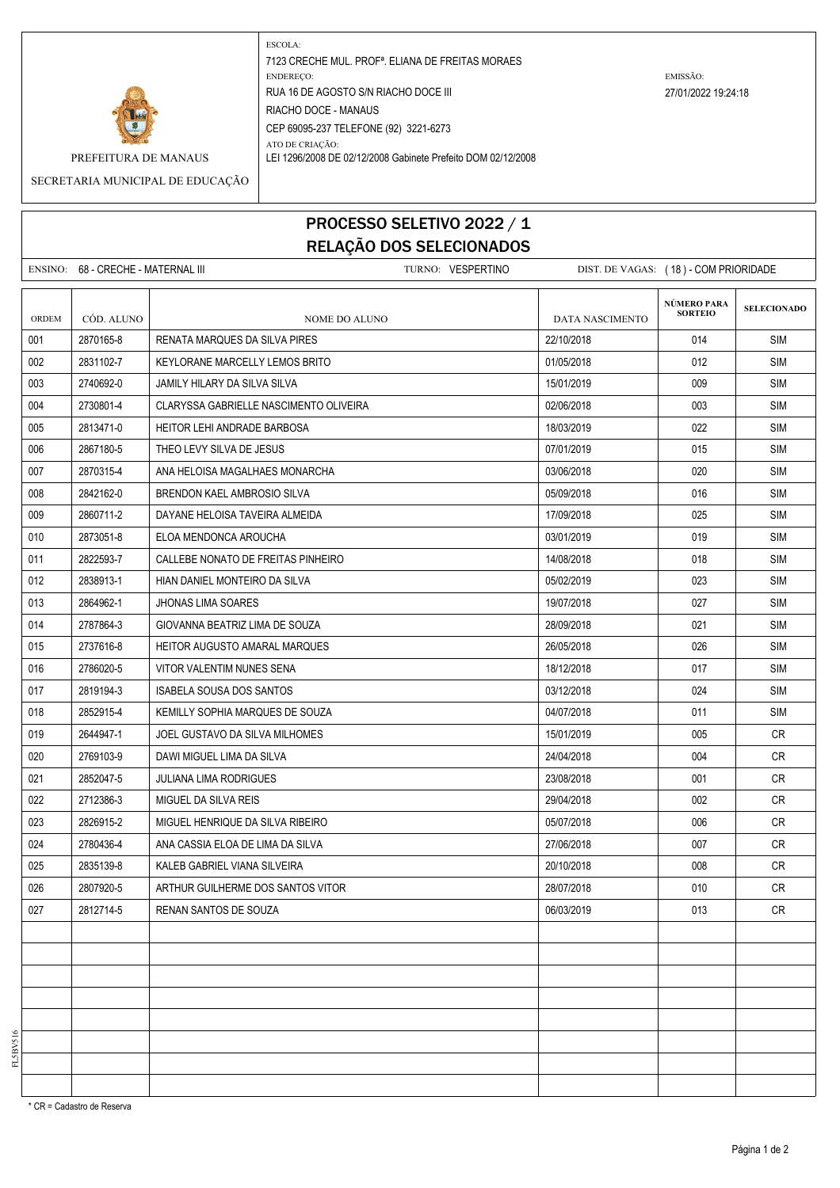PREFEITURA DE MANAUS

SECRETARIA MUNICIPAL DE EDUCAÇÃO

ESCOLA:
7123 CRECHE MUL. PROFª. ELIANA DE FREITAS MORAES

ENDEREÇO:
RUA 16 DE AGOSTO S/N RIACHO DOCE III
RIACHO DOCE - MANAUS
CEP 69095-237 TELEFONE (92) 3221-6273

ATO DE CRIAÇÃO:
LEI 1296/2008 DE 02/12/2008 Gabinete Prefeito DOM 02/12/2008

EMISSÃO:
27/01/2022 19:24:18

# PROCESSO SELETIVO 2022 / 1
## RELAÇÃO DOS SELECIONADOS

ENSINO: 68 - CRECHE - MATERNAL III | TURNO: VESPERTINO | DIST. DE VAGAS: ( 18 ) - COM PRIORIDADE

| ORDEM | CÓD. ALUNO | NOME DO ALUNO | DATA NASCIMENTO | NÚMERO PARA SORTEIO | SELECIONADO |
|---|---|---|---|---|---|
| 001 | 2870165-8 | RENATA MARQUES DA SILVA PIRES | 22/10/2018 | 014 | SIM |
| 002 | 2831102-7 | KEYLORANE MARCELLY LEMOS BRITO | 01/05/2018 | 012 | SIM |
| 003 | 2740692-0 | JAMILY HILARY DA SILVA SILVA | 15/01/2019 | 009 | SIM |
| 004 | 2730801-4 | CLARYSSA GABRIELLE NASCIMENTO OLIVEIRA | 02/06/2018 | 003 | SIM |
| 005 | 2813471-0 | HEITOR LEHI ANDRADE BARBOSA | 18/03/2019 | 022 | SIM |
| 006 | 2867180-5 | THEO LEVY SILVA DE JESUS | 07/01/2019 | 015 | SIM |
| 007 | 2870315-4 | ANA HELOISA MAGALHAES MONARCHA | 03/06/2018 | 020 | SIM |
| 008 | 2842162-0 | BRENDON KAEL AMBROSIO SILVA | 05/09/2018 | 016 | SIM |
| 009 | 2860711-2 | DAYANE HELOISA TAVEIRA ALMEIDA | 17/09/2018 | 025 | SIM |
| 010 | 2873051-8 | ELOA MENDONCA AROUCHA | 03/01/2019 | 019 | SIM |
| 011 | 2822593-7 | CALLEBE NONATO DE FREITAS PINHEIRO | 14/08/2018 | 018 | SIM |
| 012 | 2838913-1 | HIAN DANIEL MONTEIRO DA SILVA | 05/02/2019 | 023 | SIM |
| 013 | 2864962-1 | JHONAS LIMA SOARES | 19/07/2018 | 027 | SIM |
| 014 | 2787864-3 | GIOVANNA BEATRIZ LIMA DE SOUZA | 28/09/2018 | 021 | SIM |
| 015 | 2737616-8 | HEITOR AUGUSTO AMARAL MARQUES | 26/05/2018 | 026 | SIM |
| 016 | 2786020-5 | VITOR VALENTIM NUNES SENA | 18/12/2018 | 017 | SIM |
| 017 | 2819194-3 | ISABELA SOUSA DOS SANTOS | 03/12/2018 | 024 | SIM |
| 018 | 2852915-4 | KEMILLY SOPHIA MARQUES DE SOUZA | 04/07/2018 | 011 | SIM |
| 019 | 2644947-1 | JOEL GUSTAVO DA SILVA MILHOMES | 15/01/2019 | 005 | CR |
| 020 | 2769103-9 | DAWI MIGUEL LIMA DA SILVA | 24/04/2018 | 004 | CR |
| 021 | 2852047-5 | JULIANA LIMA RODRIGUES | 23/08/2018 | 001 | CR |
| 022 | 2712386-3 | MIGUEL DA SILVA REIS | 29/04/2018 | 002 | CR |
| 023 | 2826915-2 | MIGUEL HENRIQUE DA SILVA RIBEIRO | 05/07/2018 | 006 | CR |
| 024 | 2780436-4 | ANA CASSIA ELOA DE LIMA DA SILVA | 27/06/2018 | 007 | CR |
| 025 | 2835139-8 | KALEB GABRIEL VIANA SILVEIRA | 20/10/2018 | 008 | CR |
| 026 | 2807920-5 | ARTHUR GUILHERME DOS SANTOS VITOR | 28/07/2018 | 010 | CR |
| 027 | 2812714-5 | RENAN SANTOS DE SOUZA | 06/03/2019 | 013 | CR |

* CR = Cadastro de Reserva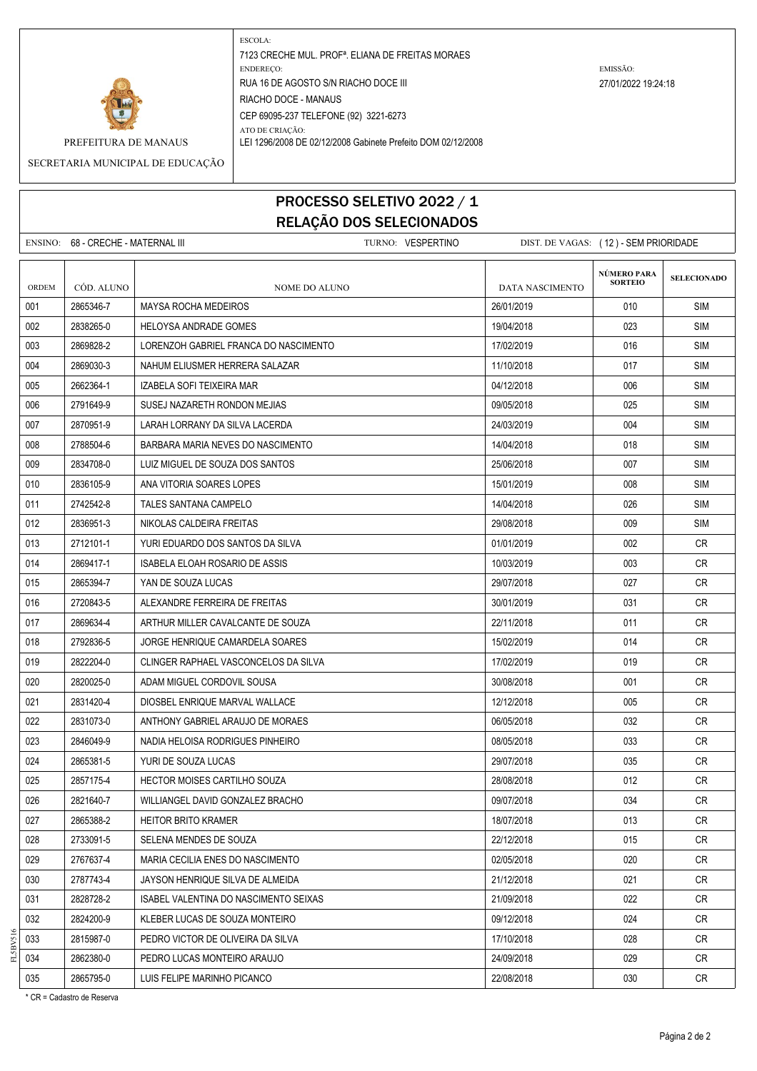ESCOLA:
7123 CRECHE MUL. PROFª. ELIANA DE FREITAS MORAES
ENDEREÇO:
RUA 16 DE AGOSTO S/N RIACHO DOCE III
RIACHO DOCE - MANAUS
CEP 69095-237 TELEFONE (92) 3221-6273
ATO DE CRIAÇÃO:
LEI 1296/2008 DE 02/12/2008 Gabinete Prefeito DOM 02/12/2008

EMISSÃO:
27/01/2022 19:24:18

PREFEITURA DE MANAUS

SECRETARIA MUNICIPAL DE EDUCAÇÃO

# PROCESSO SELETIVO 2022 / 1
## RELAÇÃO DOS SELECIONADOS

ENSINO: 68 - CRECHE - MATERNAL III     TURNO: VESPERTINO     DIST. DE VAGAS: ( 12 ) - SEM PRIORIDADE

| ORDEM | CÓD. ALUNO | NOME DO ALUNO | DATA NASCIMENTO | NÚMERO PARA SORTEIO | SELECIONADO |
|---|---|---|---|---|---|
| 001 | 2865346-7 | MAYSA ROCHA MEDEIROS | 26/01/2019 | 010 | SIM |
| 002 | 2838265-0 | HELOYSA ANDRADE GOMES | 19/04/2018 | 023 | SIM |
| 003 | 2869828-2 | LORENZOH GABRIEL FRANCA DO NASCIMENTO | 17/02/2019 | 016 | SIM |
| 004 | 2869030-3 | NAHUM ELIUSMER HERRERA SALAZAR | 11/10/2018 | 017 | SIM |
| 005 | 2662364-1 | IZABELA SOFI TEIXEIRA MAR | 04/12/2018 | 006 | SIM |
| 006 | 2791649-9 | SUSEJ NAZARETH RONDON MEJIAS | 09/05/2018 | 025 | SIM |
| 007 | 2870951-9 | LARAH LORRANY DA SILVA LACERDA | 24/03/2019 | 004 | SIM |
| 008 | 2788504-6 | BARBARA MARIA NEVES DO NASCIMENTO | 14/04/2018 | 018 | SIM |
| 009 | 2834708-0 | LUIZ MIGUEL DE SOUZA DOS SANTOS | 25/06/2018 | 007 | SIM |
| 010 | 2836105-9 | ANA VITORIA SOARES LOPES | 15/01/2019 | 008 | SIM |
| 011 | 2742542-8 | TALES SANTANA CAMPELO | 14/04/2018 | 026 | SIM |
| 012 | 2836951-3 | NIKOLAS CALDEIRA FREITAS | 29/08/2018 | 009 | SIM |
| 013 | 2712101-1 | YURI EDUARDO DOS SANTOS DA SILVA | 01/01/2019 | 002 | CR |
| 014 | 2869417-1 | ISABELA ELOAH ROSARIO DE ASSIS | 10/03/2019 | 003 | CR |
| 015 | 2865394-7 | YAN DE SOUZA LUCAS | 29/07/2018 | 027 | CR |
| 016 | 2720843-5 | ALEXANDRE FERREIRA DE FREITAS | 30/01/2019 | 031 | CR |
| 017 | 2869634-4 | ARTHUR MILLER CAVALCANTE DE SOUZA | 22/11/2018 | 011 | CR |
| 018 | 2792836-5 | JORGE HENRIQUE CAMARDELA SOARES | 15/02/2019 | 014 | CR |
| 019 | 2822204-0 | CLINGER RAPHAEL VASCONCELOS DA SILVA | 17/02/2019 | 019 | CR |
| 020 | 2820025-0 | ADAM MIGUEL CORDOVIL SOUSA | 30/08/2018 | 001 | CR |
| 021 | 2831420-4 | DIOSBEL ENRIQUE MARVAL WALLACE | 12/12/2018 | 005 | CR |
| 022 | 2831073-0 | ANTHONY GABRIEL ARAUJO DE MORAES | 06/05/2018 | 032 | CR |
| 023 | 2846049-9 | NADIA HELOISA RODRIGUES PINHEIRO | 08/05/2018 | 033 | CR |
| 024 | 2865381-5 | YURI DE SOUZA LUCAS | 29/07/2018 | 035 | CR |
| 025 | 2857175-4 | HECTOR MOISES CARTILHO SOUZA | 28/08/2018 | 012 | CR |
| 026 | 2821640-7 | WILLIANGEL DAVID GONZALEZ BRACHO | 09/07/2018 | 034 | CR |
| 027 | 2865388-2 | HEITOR BRITO KRAMER | 18/07/2018 | 013 | CR |
| 028 | 2733091-5 | SELENA MENDES DE SOUZA | 22/12/2018 | 015 | CR |
| 029 | 2767637-4 | MARIA CECILIA ENES DO NASCIMENTO | 02/05/2018 | 020 | CR |
| 030 | 2787743-4 | JAYSON HENRIQUE SILVA DE ALMEIDA | 21/12/2018 | 021 | CR |
| 031 | 2828728-2 | ISABEL VALENTINA DO NASCIMENTO SEIXAS | 21/09/2018 | 022 | CR |
| 032 | 2824200-9 | KLEBER LUCAS DE SOUZA MONTEIRO | 09/12/2018 | 024 | CR |
| 033 | 2815987-0 | PEDRO VICTOR DE OLIVEIRA DA SILVA | 17/10/2018 | 028 | CR |
| 034 | 2862380-0 | PEDRO LUCAS MONTEIRO ARAUJO | 24/09/2018 | 029 | CR |
| 035 | 2865795-0 | LUIS FELIPE MARINHO PICANCO | 22/08/2018 | 030 | CR |

* CR = Cadastro de Reserva